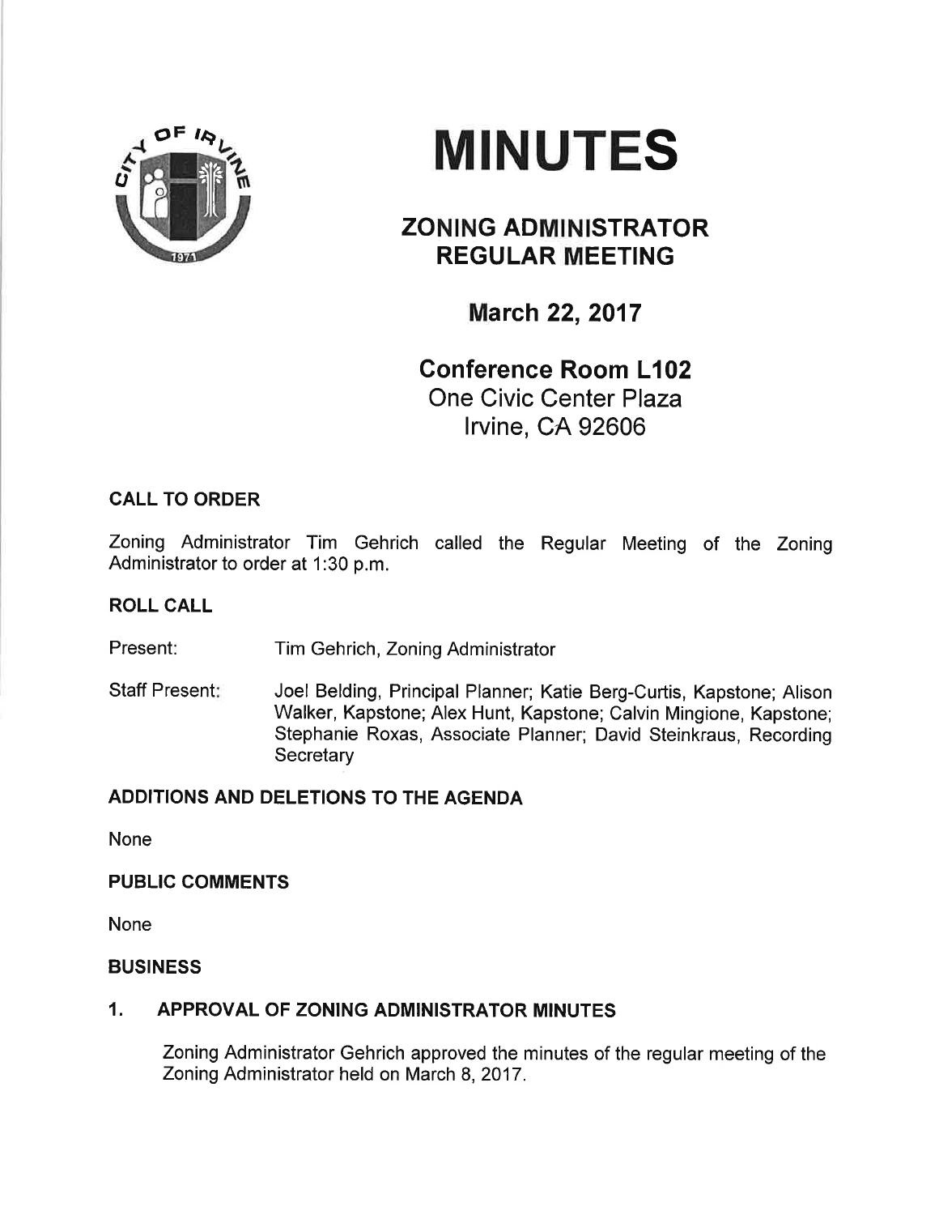# MINUTES

## ZONING ADMINISTRATOR REGULAR MEETING

### March 22, 2017

### Conference Room L102

One Civic Center Plaza
Irvine, CA 92606

**CALL TO ORDER**

Zoning Administrator Tim Gehrich called the Regular Meeting of the Zoning Administrator to order at 1:30 p.m.

**ROLL CALL**

Present: Tim Gehrich, Zoning Administrator

Staff Present: Joel Belding, Principal Planner; Katie Berg-Curtis, Kapstone; Alison Walker, Kapstone; Alex Hunt, Kapstone; Calvin Mingione, Kapstone; Stephanie Roxas, Associate Planner; David Steinkraus, Recording Secretary

**ADDITIONS AND DELETIONS TO THE AGENDA**

None

**PUBLIC COMMENTS**

None

**BUSINESS**

**1. APPROVAL OF ZONING ADMINISTRATOR MINUTES**

Zoning Administrator Gehrich approved the minutes of the regular meeting of the Zoning Administrator held on March 8, 2017.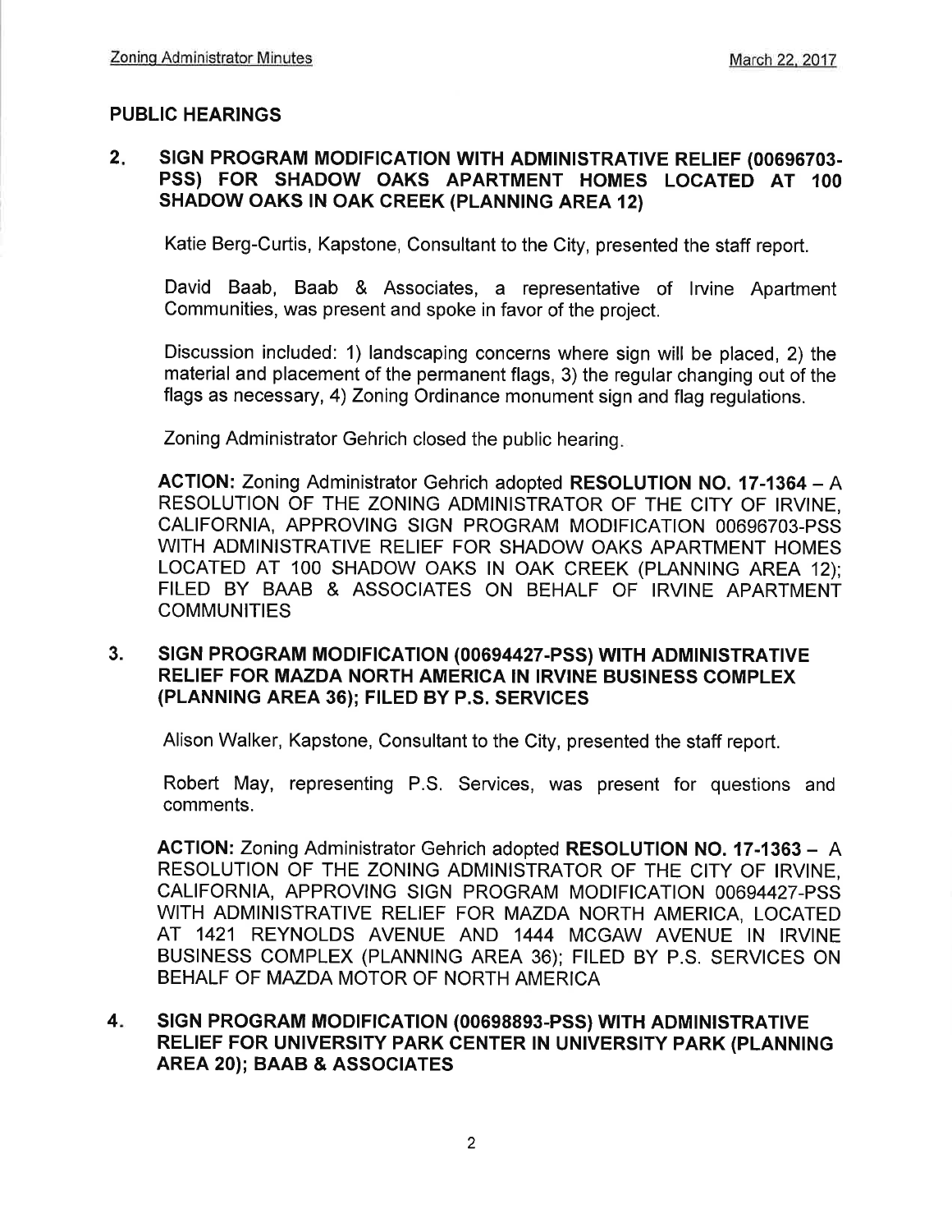## PUBLIC HEARINGS

### 2. SIGN PROGRAM MODIFICATION WITH ADMINISTRATIVE RELIEF (00696703-PSS) FOR SHADOW OAKS APARTMENT HOMES LOCATED AT 100 SHADOW OAKS IN OAK CREEK (PLANNING AREA 12)

Katie Berg-Curtis, Kapstone, Consultant to the City, presented the staff report.

David Baab, Baab & Associates, a representative of Irvine Apartment Communities, was present and spoke in favor of the project.

Discussion included: 1) landscaping concerns where sign will be placed, 2) the material and placement of the permanent flags, 3) the regular changing out of the flags as necessary, 4) Zoning Ordinance monument sign and flag regulations.

Zoning Administrator Gehrich closed the public hearing.

**ACTION:** Zoning Administrator Gehrich adopted **RESOLUTION NO. 17-1364** – A RESOLUTION OF THE ZONING ADMINISTRATOR OF THE CITY OF IRVINE, CALIFORNIA, APPROVING SIGN PROGRAM MODIFICATION 00696703-PSS WITH ADMINISTRATIVE RELIEF FOR SHADOW OAKS APARTMENT HOMES LOCATED AT 100 SHADOW OAKS IN OAK CREEK (PLANNING AREA 12); FILED BY BAAB & ASSOCIATES ON BEHALF OF IRVINE APARTMENT COMMUNITIES

### 3. SIGN PROGRAM MODIFICATION (00694427-PSS) WITH ADMINISTRATIVE RELIEF FOR MAZDA NORTH AMERICA IN IRVINE BUSINESS COMPLEX (PLANNING AREA 36); FILED BY P.S. SERVICES

Alison Walker, Kapstone, Consultant to the City, presented the staff report.

Robert May, representing P.S. Services, was present for questions and comments.

**ACTION:** Zoning Administrator Gehrich adopted **RESOLUTION NO. 17-1363** – A RESOLUTION OF THE ZONING ADMINISTRATOR OF THE CITY OF IRVINE, CALIFORNIA, APPROVING SIGN PROGRAM MODIFICATION 00694427-PSS WITH ADMINISTRATIVE RELIEF FOR MAZDA NORTH AMERICA, LOCATED AT 1421 REYNOLDS AVENUE AND 1444 MCGAW AVENUE IN IRVINE BUSINESS COMPLEX (PLANNING AREA 36); FILED BY P.S. SERVICES ON BEHALF OF MAZDA MOTOR OF NORTH AMERICA

### 4. SIGN PROGRAM MODIFICATION (00698893-PSS) WITH ADMINISTRATIVE RELIEF FOR UNIVERSITY PARK CENTER IN UNIVERSITY PARK (PLANNING AREA 20); BAAB & ASSOCIATES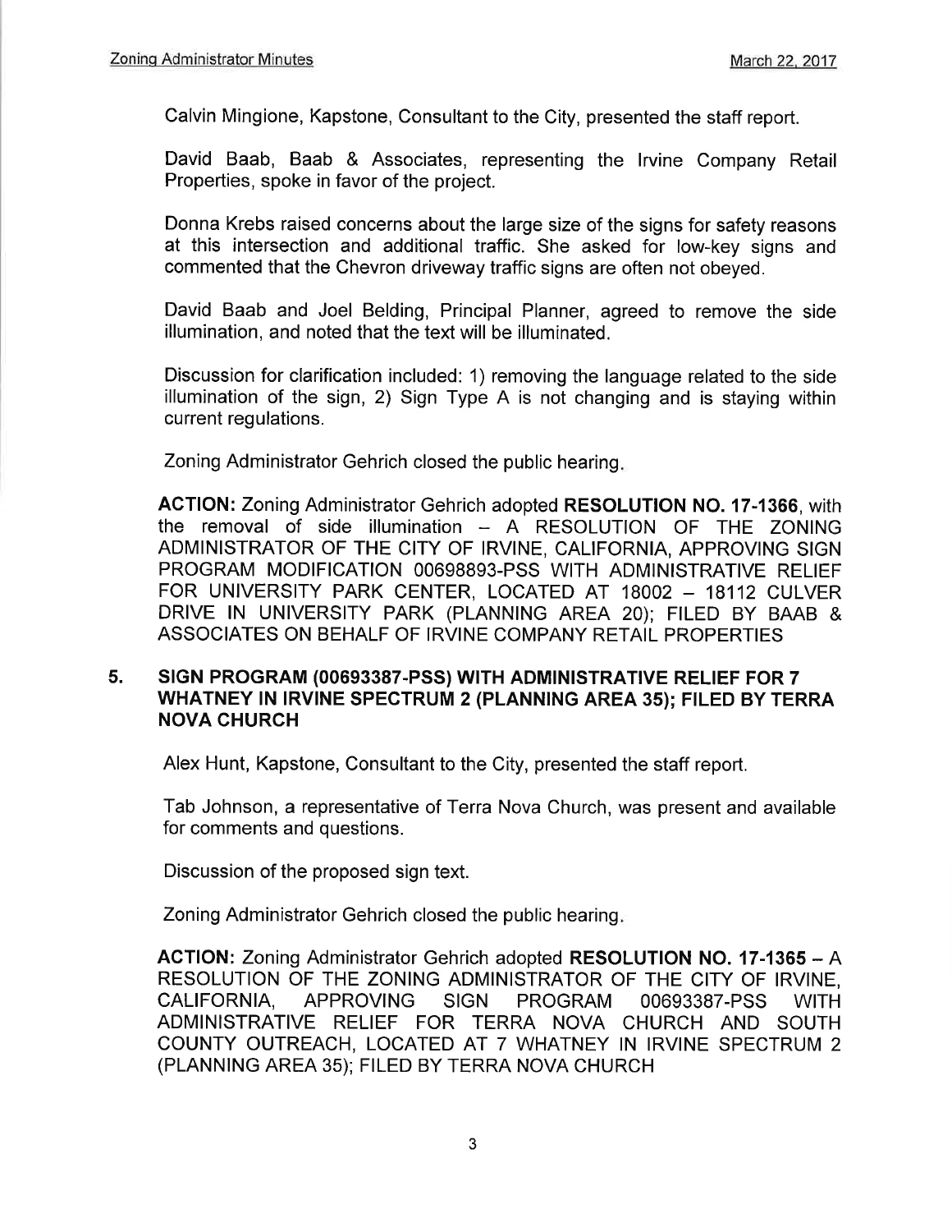Calvin Mingione, Kapstone, Consultant to the City, presented the staff report.

David Baab, Baab & Associates, representing the Irvine Company Retail Properties, spoke in favor of the project.

Donna Krebs raised concerns about the large size of the signs for safety reasons at this intersection and additional traffic. She asked for low-key signs and commented that the Chevron driveway traffic signs are often not obeyed.

David Baab and Joel Belding, Principal Planner, agreed to remove the side illumination, and noted that the text will be illuminated.

Discussion for clarification included: 1) removing the language related to the side illumination of the sign, 2) Sign Type A is not changing and is staying within current regulations.

Zoning Administrator Gehrich closed the public hearing.

**ACTION:** Zoning Administrator Gehrich adopted **RESOLUTION NO. 17-1366**, with the removal of side illumination – A RESOLUTION OF THE ZONING ADMINISTRATOR OF THE CITY OF IRVINE, CALIFORNIA, APPROVING SIGN PROGRAM MODIFICATION 00698893-PSS WITH ADMINISTRATIVE RELIEF FOR UNIVERSITY PARK CENTER, LOCATED AT 18002 – 18112 CULVER DRIVE IN UNIVERSITY PARK (PLANNING AREA 20); FILED BY BAAB & ASSOCIATES ON BEHALF OF IRVINE COMPANY RETAIL PROPERTIES

**5. SIGN PROGRAM (00693387-PSS) WITH ADMINISTRATIVE RELIEF FOR 7 WHATNEY IN IRVINE SPECTRUM 2 (PLANNING AREA 35); FILED BY TERRA NOVA CHURCH**

Alex Hunt, Kapstone, Consultant to the City, presented the staff report.

Tab Johnson, a representative of Terra Nova Church, was present and available for comments and questions.

Discussion of the proposed sign text.

Zoning Administrator Gehrich closed the public hearing.

**ACTION:** Zoning Administrator Gehrich adopted **RESOLUTION NO. 17-1365** – A RESOLUTION OF THE ZONING ADMINISTRATOR OF THE CITY OF IRVINE, CALIFORNIA, APPROVING SIGN PROGRAM 00693387-PSS WITH ADMINISTRATIVE RELIEF FOR TERRA NOVA CHURCH AND SOUTH COUNTY OUTREACH, LOCATED AT 7 WHATNEY IN IRVINE SPECTRUM 2 (PLANNING AREA 35); FILED BY TERRA NOVA CHURCH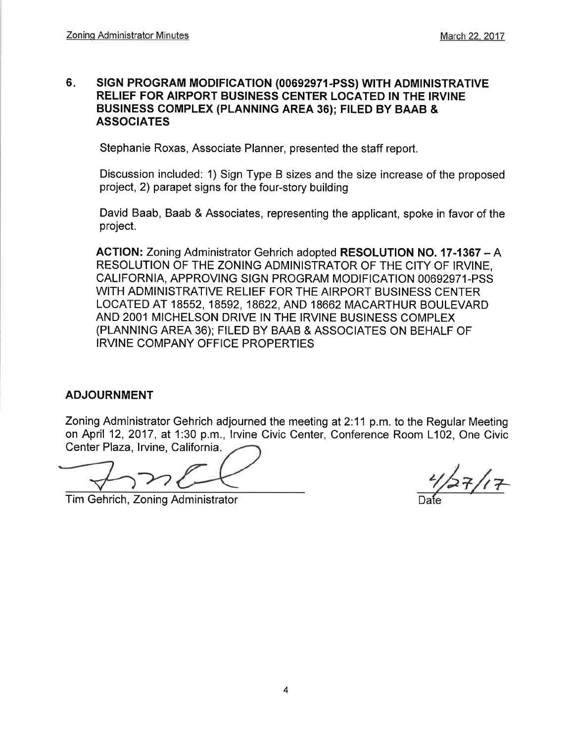## 6. SIGN PROGRAM MODIFICATION (00692971-PSS) WITH ADMINISTRATIVE RELIEF FOR AIRPORT BUSINESS CENTER LOCATED IN THE IRVINE BUSINESS COMPLEX (PLANNING AREA 36); FILED BY BAAB & ASSOCIATES

Stephanie Roxas, Associate Planner, presented the staff report.

Discussion included: 1) Sign Type B sizes and the size increase of the proposed project, 2) parapet signs for the four-story building

David Baab, Baab & Associates, representing the applicant, spoke in favor of the project.

**ACTION:** Zoning Administrator Gehrich adopted **RESOLUTION NO. 17-1367** – A RESOLUTION OF THE ZONING ADMINISTRATOR OF THE CITY OF IRVINE, CALIFORNIA, APPROVING SIGN PROGRAM MODIFICATION 00692971-PSS WITH ADMINISTRATIVE RELIEF FOR THE AIRPORT BUSINESS CENTER LOCATED AT 18552, 18592, 18622, AND 18662 MACARTHUR BOULEVARD AND 2001 MICHELSON DRIVE IN THE IRVINE BUSINESS COMPLEX (PLANNING AREA 36); FILED BY BAAB & ASSOCIATES ON BEHALF OF IRVINE COMPANY OFFICE PROPERTIES

## ADJOURNMENT

Zoning Administrator Gehrich adjourned the meeting at 2:11 p.m. to the Regular Meeting on April 12, 2017, at 1:30 p.m., Irvine Civic Center, Conference Room L102, One Civic Center Plaza, Irvine, California.

Tim Gehrich, Zoning Administrator

4/27/17

Date